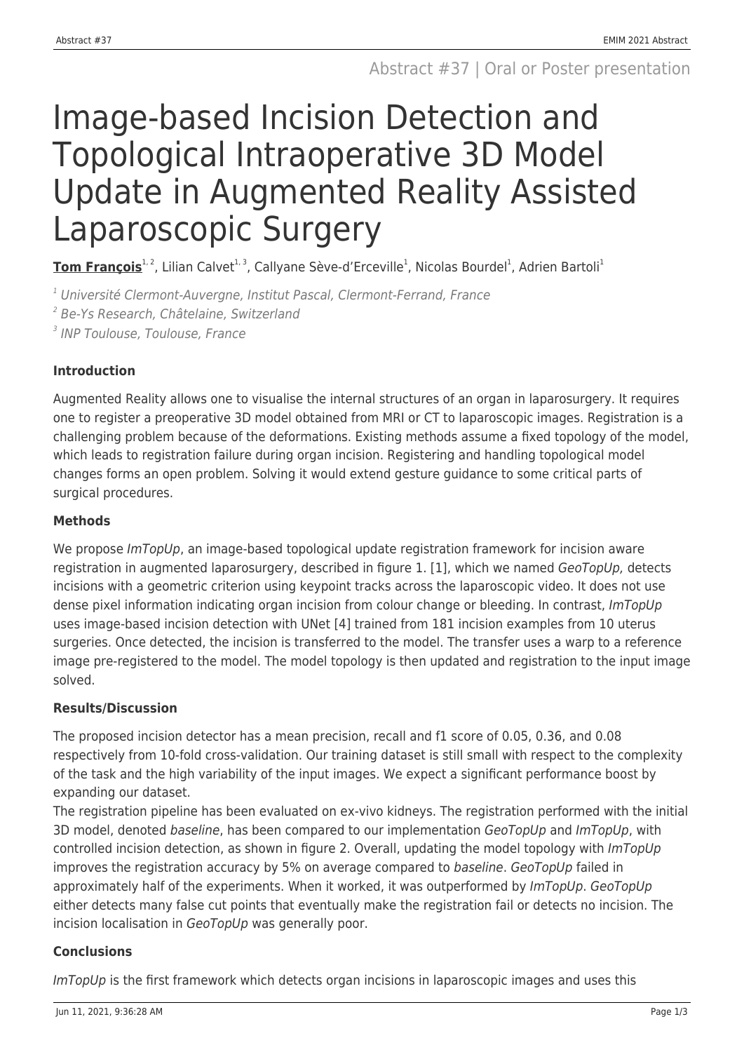Abstract #37 | Oral or Poster presentation

# Image-based Incision Detection and Topological Intraoperative 3D Model Update in Augmented Reality Assisted Laparoscopic Surgery

**Tom François**[1, 2], Lilian Calvet[1, 3], Callyane Sève-d'Erceville[1], Nicolas Bourdel[1], Adrien Bartoli[1]

[1] *Université Clermont-Auvergne, Institut Pascal, Clermont-Ferrand, France*

[2] *Be-Ys Research, Châtelaine, Switzerland*

[3] *INP Toulouse, Toulouse, France*

### Introduction

Augmented Reality allows one to visualise the internal structures of an organ in laparosurgery. It requires one to register a preoperative 3D model obtained from MRI or CT to laparoscopic images. Registration is a challenging problem because of the deformations. Existing methods assume a fixed topology of the model, which leads to registration failure during organ incision. Registering and handling topological model changes forms an open problem. Solving it would extend gesture guidance to some critical parts of surgical procedures.

### Methods

We propose *ImTopUp*, an image-based topological update registration framework for incision aware registration in augmented laparosurgery, described in figure 1. [1], which we named *GeoTopUp,* detects incisions with a geometric criterion using keypoint tracks across the laparoscopic video. It does not use dense pixel information indicating organ incision from colour change or bleeding. In contrast, *ImTopUp* uses image-based incision detection with UNet [4] trained from 181 incision examples from 10 uterus surgeries. Once detected, the incision is transferred to the model. The transfer uses a warp to a reference image pre-registered to the model. The model topology is then updated and registration to the input image solved.

### Results/Discussion

The proposed incision detector has a mean precision, recall and f1 score of 0.05, 0.36, and 0.08 respectively from 10-fold cross-validation. Our training dataset is still small with respect to the complexity of the task and the high variability of the input images. We expect a significant performance boost by expanding our dataset.

The registration pipeline has been evaluated on ex-vivo kidneys. The registration performed with the initial 3D model, denoted *baseline*, has been compared to our implementation *GeoTopUp* and *ImTopUp*, with controlled incision detection, as shown in figure 2. Overall, updating the model topology with *ImTopUp* improves the registration accuracy by 5% on average compared to *baseline*. *GeoTopUp* failed in approximately half of the experiments. When it worked, it was outperformed by *ImTopUp*. *GeoTopUp* either detects many false cut points that eventually make the registration fail or detects no incision. The incision localisation in *GeoTopUp* was generally poor.

### Conclusions

*ImTopUp* is the first framework which detects organ incisions in laparoscopic images and uses this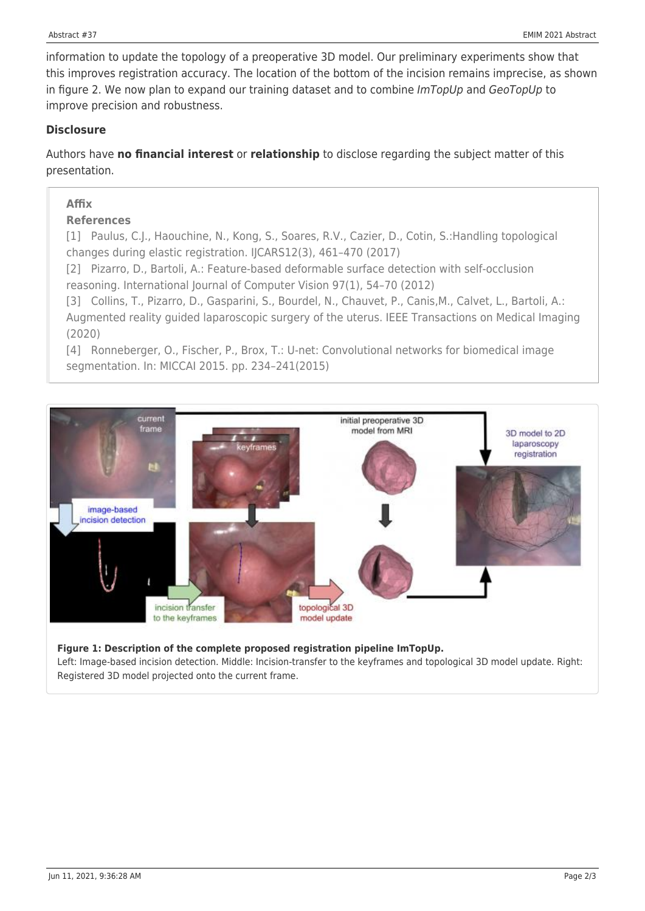information to update the topology of a preoperative 3D model. Our preliminary experiments show that this improves registration accuracy. The location of the bottom of the incision remains imprecise, as shown in figure 2. We now plan to expand our training dataset and to combine *ImTopUp* and *GeoTopUp* to improve precision and robustness.

**Disclosure**

Authors have **no financial interest** or **relationship** to disclose regarding the subject matter of this presentation.

**Affix**

**References**

[1] Paulus, C.J., Haouchine, N., Kong, S., Soares, R.V., Cazier, D., Cotin, S.:Handling topological changes during elastic registration. IJCARS12(3), 461–470 (2017)

[2] Pizarro, D., Bartoli, A.: Feature-based deformable surface detection with self-occlusion reasoning. International Journal of Computer Vision 97(1), 54–70 (2012)

[3] Collins, T., Pizarro, D., Gasparini, S., Bourdel, N., Chauvet, P., Canis,M., Calvet, L., Bartoli, A.: Augmented reality guided laparoscopic surgery of the uterus. IEEE Transactions on Medical Imaging (2020)

[4] Ronneberger, O., Fischer, P., Brox, T.: U-net: Convolutional networks for biomedical image segmentation. In: MICCAI 2015. pp. 234–241(2015)

**Figure 1: Description of the complete proposed registration pipeline ImTopUp.**
Left: Image-based incision detection. Middle: Incision-transfer to the keyframes and topological 3D model update. Right: Registered 3D model projected onto the current frame.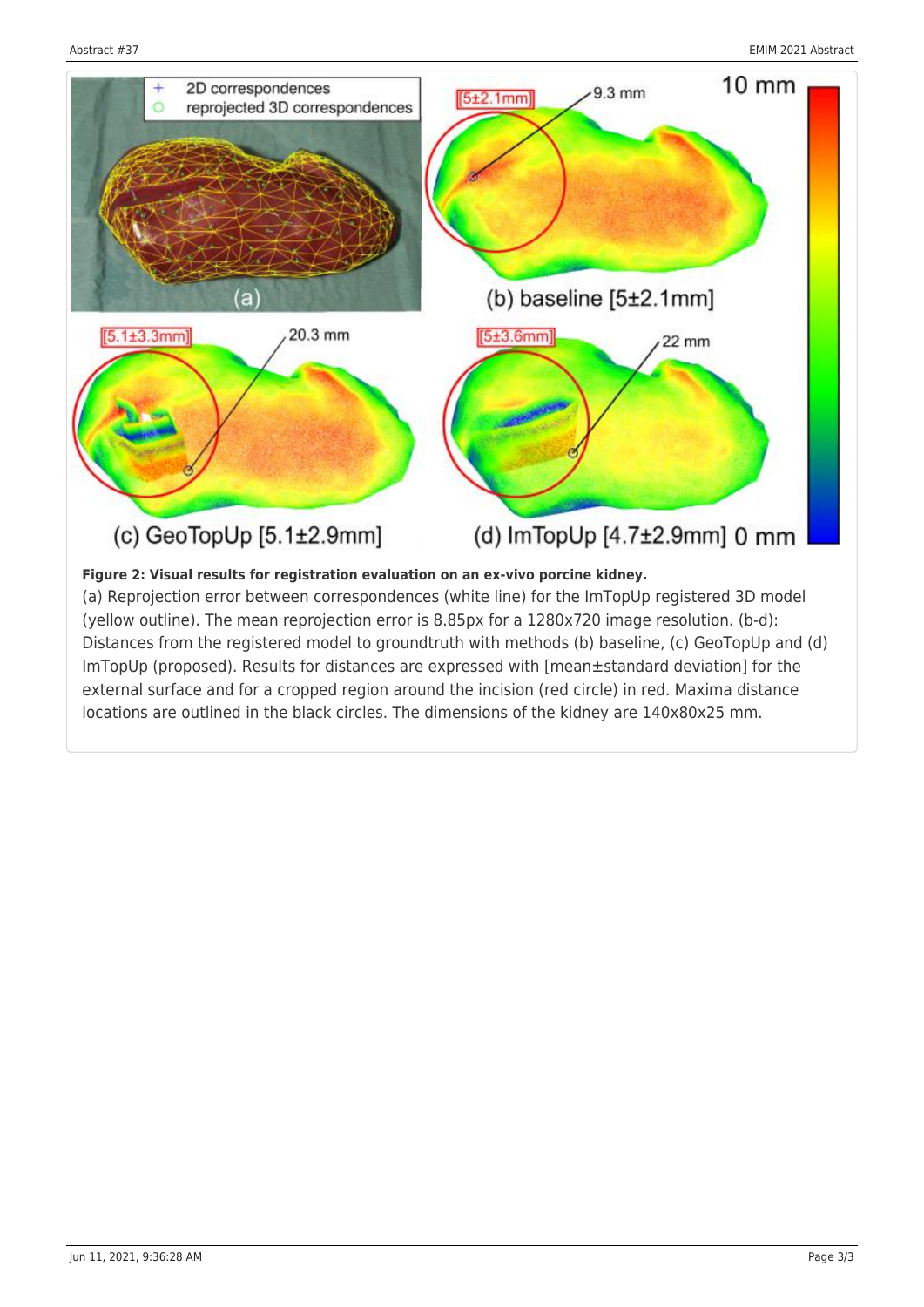(a)

(b) baseline [5±2.1mm]

(c) GeoTopUp [5.1±2.9mm]

(d) ImTopUp [4.7±2.9mm]

2D correspondences

reprojected 3D correspondences

[5±2.1mm]

9.3 mm

[5.1±3.3mm]

20.3 mm

[5±3.6mm]

22 mm

10 mm

0 mm

**Figure 2: Visual results for registration evaluation on an ex-vivo porcine kidney.**
(a) Reprojection error between correspondences (white line) for the ImTopUp registered 3D model (yellow outline). The mean reprojection error is 8.85px for a 1280x720 image resolution. (b-d): Distances from the registered model to groundtruth with methods (b) baseline, (c) GeoTopUp and (d) ImTopUp (proposed). Results for distances are expressed with [mean±standard deviation] for the external surface and for a cropped region around the incision (red circle) in red. Maxima distance locations are outlined in the black circles. The dimensions of the kidney are 140x80x25 mm.